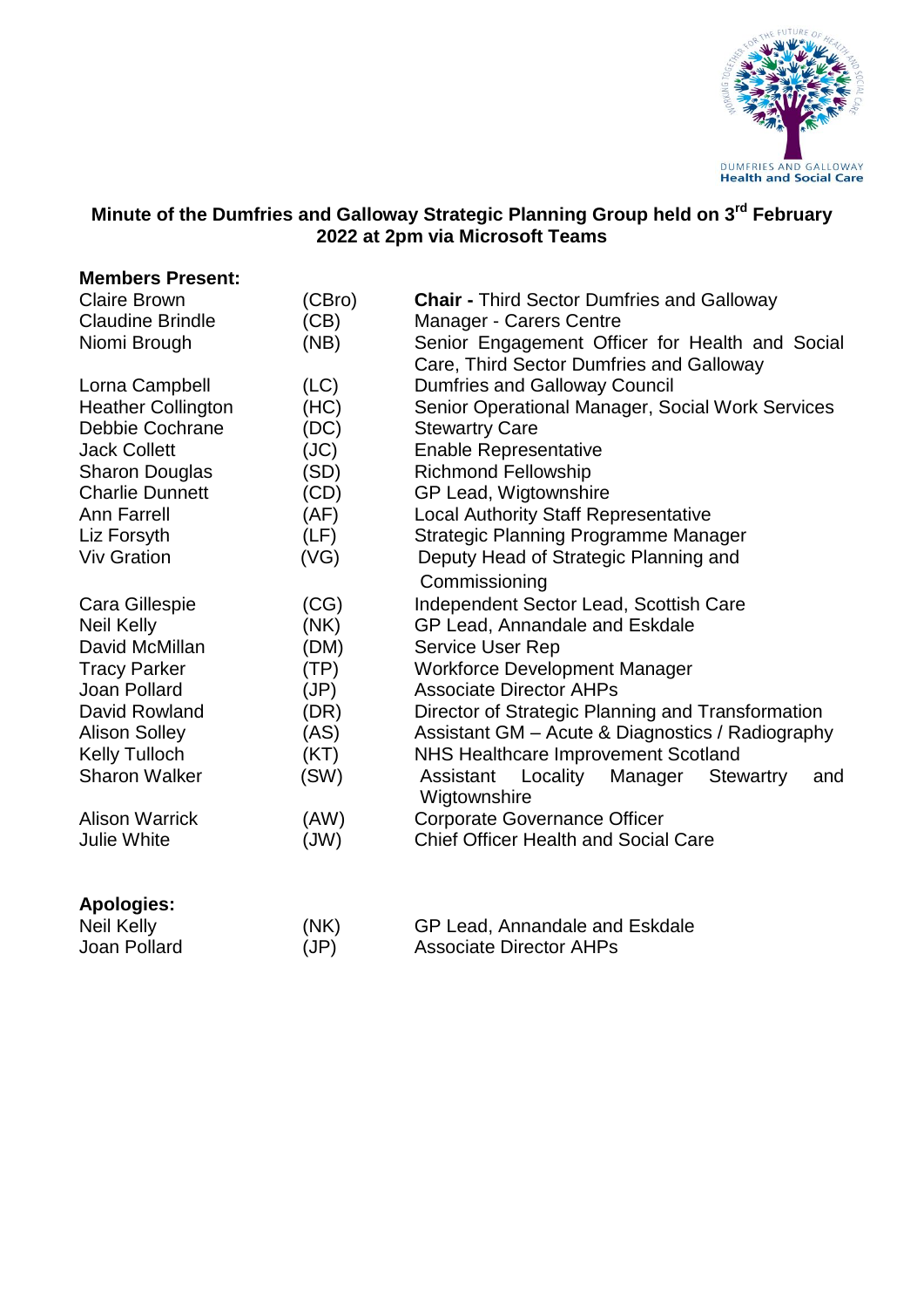# Minute of the Dumfries and Galloway Strategic Planning Group held on 3rd February 2022 at 2pm via Microsoft Teams

**Members Present:**

| | | |
|---|---|---|
| Claire Brown | (CBro) | **Chair -** Third Sector Dumfries and Galloway |
| Claudine Brindle | (CB) | Manager - Carers Centre |
| Niomi Brough | (NB) | Senior Engagement Officer for Health and Social Care, Third Sector Dumfries and Galloway |
| Lorna Campbell | (LC) | Dumfries and Galloway Council |
| Heather Collington | (HC) | Senior Operational Manager, Social Work Services |
| Debbie Cochrane | (DC) | Stewartry Care |
| Jack Collett | (JC) | Enable Representative |
| Sharon Douglas | (SD) | Richmond Fellowship |
| Charlie Dunnett | (CD) | GP Lead, Wigtownshire |
| Ann Farrell | (AF) | Local Authority Staff Representative |
| Liz Forsyth | (LF) | Strategic Planning Programme Manager |
| Viv Gration | (VG) | Deputy Head of Strategic Planning and Commissioning |
| Cara Gillespie | (CG) | Independent Sector Lead, Scottish Care |
| Neil Kelly | (NK) | GP Lead, Annandale and Eskdale |
| David McMillan | (DM) | Service User Rep |
| Tracy Parker | (TP) | Workforce Development Manager |
| Joan Pollard | (JP) | Associate Director AHPs |
| David Rowland | (DR) | Director of Strategic Planning and Transformation |
| Alison Solley | (AS) | Assistant GM – Acute & Diagnostics / Radiography |
| Kelly Tulloch | (KT) | NHS Healthcare Improvement Scotland |
| Sharon Walker | (SW) | Assistant Locality Manager Stewartry and Wigtownshire |
| Alison Warrick | (AW) | Corporate Governance Officer |
| Julie White | (JW) | Chief Officer Health and Social Care |

**Apologies:**

| | | |
|---|---|---|
| Neil Kelly | (NK) | GP Lead, Annandale and Eskdale |
| Joan Pollard | (JP) | Associate Director AHPs |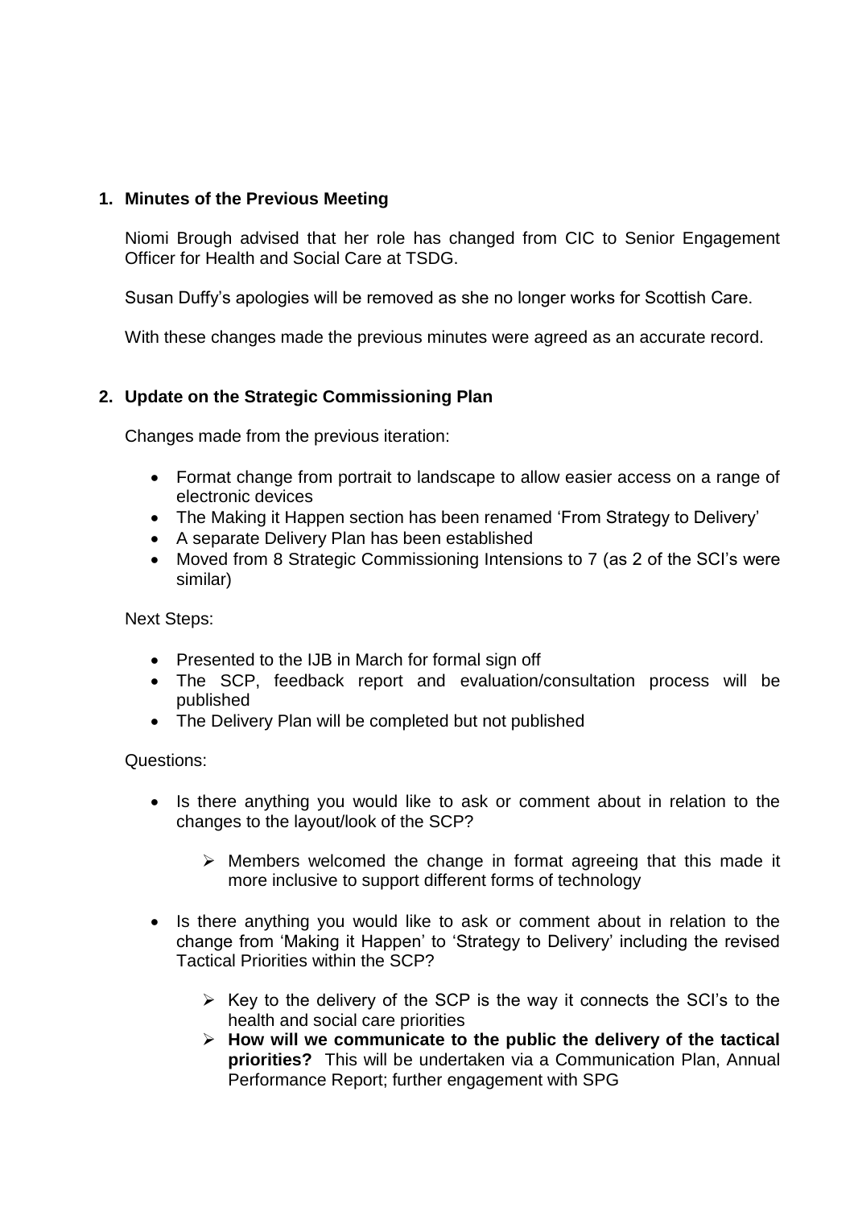## 1. Minutes of the Previous Meeting

Niomi Brough advised that her role has changed from CIC to Senior Engagement Officer for Health and Social Care at TSDG.

Susan Duffy's apologies will be removed as she no longer works for Scottish Care.

With these changes made the previous minutes were agreed as an accurate record.

## 2. Update on the Strategic Commissioning Plan

Changes made from the previous iteration:

- Format change from portrait to landscape to allow easier access on a range of electronic devices
- The Making it Happen section has been renamed 'From Strategy to Delivery'
- A separate Delivery Plan has been established
- Moved from 8 Strategic Commissioning Intensions to 7 (as 2 of the SCI's were similar)

Next Steps:

- Presented to the IJB in March for formal sign off
- The SCP, feedback report and evaluation/consultation process will be published
- The Delivery Plan will be completed but not published

Questions:

- Is there anything you would like to ask or comment about in relation to the changes to the layout/look of the SCP?
  - Members welcomed the change in format agreeing that this made it more inclusive to support different forms of technology
- Is there anything you would like to ask or comment about in relation to the change from 'Making it Happen' to 'Strategy to Delivery' including the revised Tactical Priorities within the SCP?
  - Key to the delivery of the SCP is the way it connects the SCI's to the health and social care priorities
  - **How will we communicate to the public the delivery of the tactical priorities?** This will be undertaken via a Communication Plan, Annual Performance Report; further engagement with SPG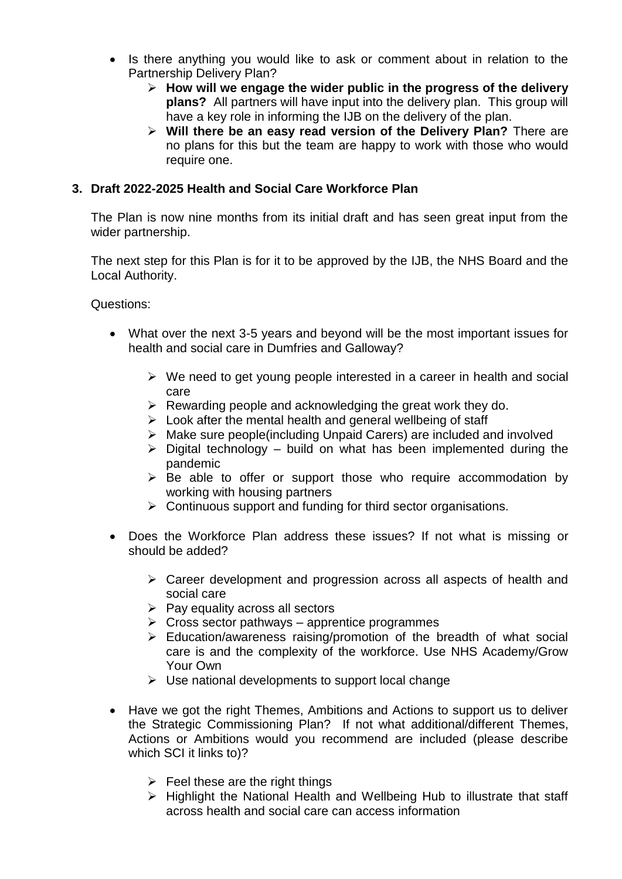- Is there anything you would like to ask or comment about in relation to the Partnership Delivery Plan?
  - **How will we engage the wider public in the progress of the delivery plans?** All partners will have input into the delivery plan. This group will have a key role in informing the IJB on the delivery of the plan.
  - **Will there be an easy read version of the Delivery Plan?** There are no plans for this but the team are happy to work with those who would require one.

### 3. Draft 2022-2025 Health and Social Care Workforce Plan

The Plan is now nine months from its initial draft and has seen great input from the wider partnership.

The next step for this Plan is for it to be approved by the IJB, the NHS Board and the Local Authority.

Questions:

- What over the next 3-5 years and beyond will be the most important issues for health and social care in Dumfries and Galloway?
  - We need to get young people interested in a career in health and social care
  - Rewarding people and acknowledging the great work they do.
  - Look after the mental health and general wellbeing of staff
  - Make sure people(including Unpaid Carers) are included and involved
  - Digital technology – build on what has been implemented during the pandemic
  - Be able to offer or support those who require accommodation by working with housing partners
  - Continuous support and funding for third sector organisations.
- Does the Workforce Plan address these issues? If not what is missing or should be added?
  - Career development and progression across all aspects of health and social care
  - Pay equality across all sectors
  - Cross sector pathways – apprentice programmes
  - Education/awareness raising/promotion of the breadth of what social care is and the complexity of the workforce. Use NHS Academy/Grow Your Own
  - Use national developments to support local change
- Have we got the right Themes, Ambitions and Actions to support us to deliver the Strategic Commissioning Plan? If not what additional/different Themes, Actions or Ambitions would you recommend are included (please describe which SCI it links to)?
  - Feel these are the right things
  - Highlight the National Health and Wellbeing Hub to illustrate that staff across health and social care can access information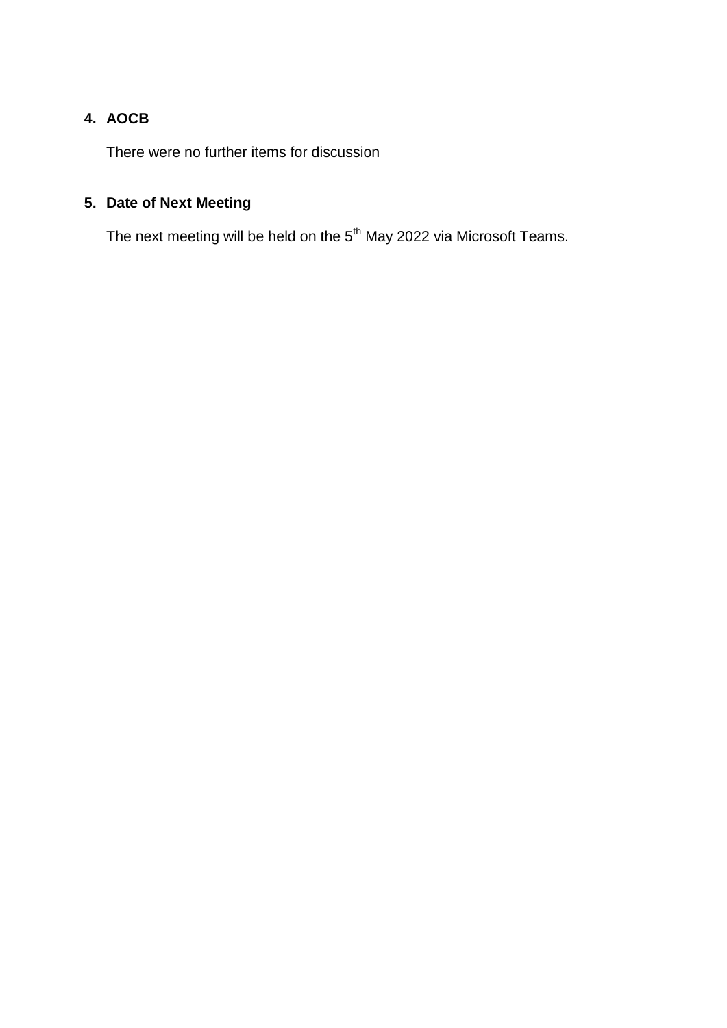**4. AOCB**

There were no further items for discussion

**5. Date of Next Meeting**

The next meeting will be held on the 5th May 2022 via Microsoft Teams.